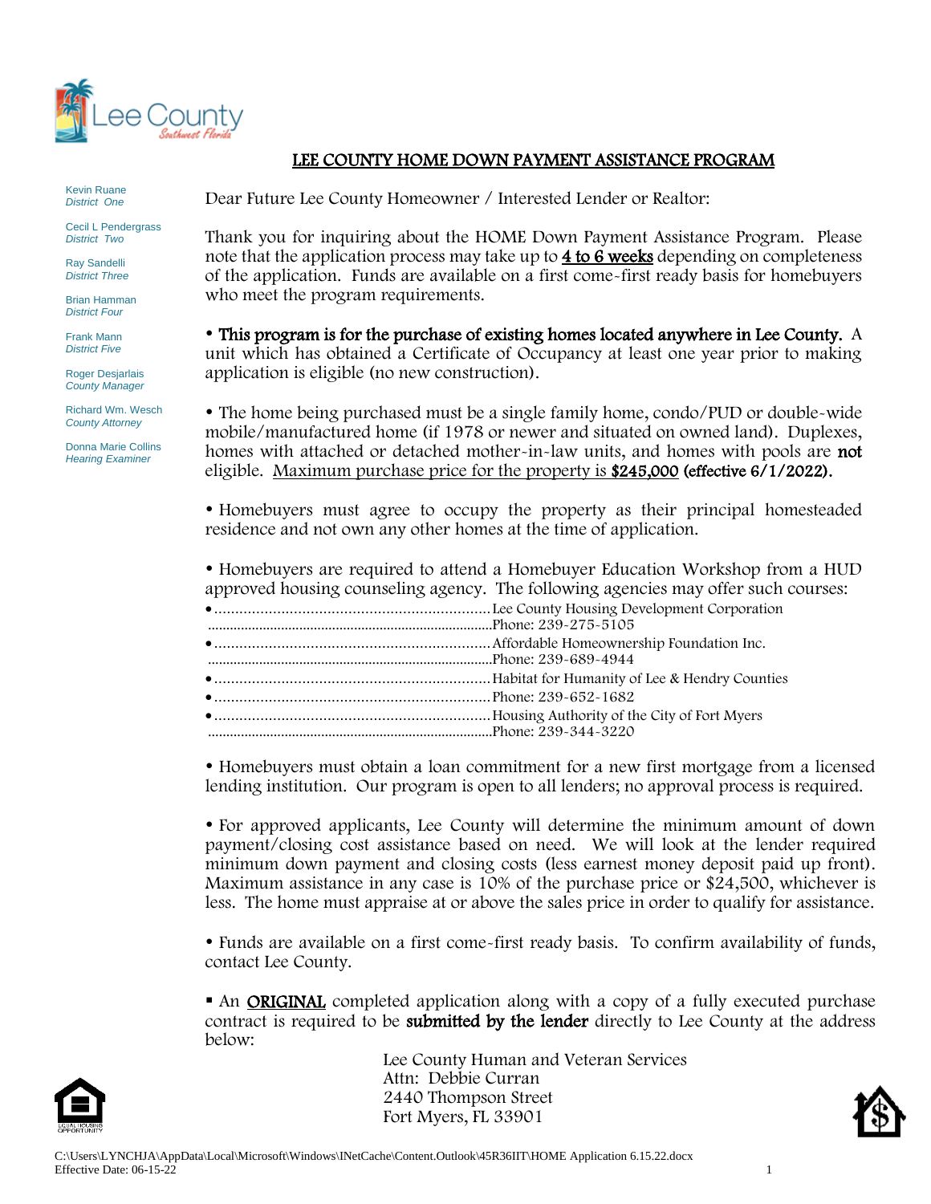# LEE COUNTY HOME DOWN PAYMENT ASSISTANCE PROGRAM

Kevin Ruane
*District One*

Cecil L Pendergrass
*District Two*

Ray Sandelli
*District Three*

Brian Hamman
*District Four*

Frank Mann
*District Five*

Roger Desjarlais
*County Manager*

Richard Wm. Wesch
*County Attorney*

Donna Marie Collins
*Hearing Examiner*

Dear Future Lee County Homeowner / Interested Lender or Realtor:

Thank you for inquiring about the HOME Down Payment Assistance Program. Please note that the application process may take up to **4 to 6 weeks** depending on completeness of the application. Funds are available on a first come-first ready basis for homebuyers who meet the program requirements.

• **This program is for the purchase of existing homes located anywhere in Lee County.** A unit which has obtained a Certificate of Occupancy at least one year prior to making application is eligible (no new construction).

• The home being purchased must be a single family home, condo/PUD or double-wide mobile/manufactured home (if 1978 or newer and situated on owned land). Duplexes, homes with attached or detached mother-in-law units, and homes with pools are **not** eligible. Maximum purchase price for the property is **$245,000** **(effective 6/1/2022).**

• Homebuyers must agree to occupy the property as their principal homesteaded residence and not own any other homes at the time of application.

• Homebuyers are required to attend a Homebuyer Education Workshop from a HUD approved housing counseling agency. The following agencies may offer such courses:

- Lee County Housing Development Corporation
  Phone: 239-275-5105
- Affordable Homeownership Foundation Inc.
  Phone: 239-689-4944
- Habitat for Humanity of Lee & Hendry Counties
- Phone: 239-652-1682
- Housing Authority of the City of Fort Myers
  Phone: 239-344-3220

• Homebuyers must obtain a loan commitment for a new first mortgage from a licensed lending institution. Our program is open to all lenders; no approval process is required.

• For approved applicants, Lee County will determine the minimum amount of down payment/closing cost assistance based on need. We will look at the lender required minimum down payment and closing costs (less earnest money deposit paid up front). Maximum assistance in any case is 10% of the purchase price or $24,500, whichever is less. The home must appraise at or above the sales price in order to qualify for assistance.

• Funds are available on a first come-first ready basis. To confirm availability of funds, contact Lee County.

▪ An **ORIGINAL** completed application along with a copy of a fully executed purchase contract is required to be **submitted by the lender** directly to Lee County at the address below:

Lee County Human and Veteran Services
Attn: Debbie Curran
2440 Thompson Street
Fort Myers, FL 33901

C:\Users\LYNCHJA\AppData\Local\Microsoft\Windows\INetCache\Content.Outlook\45R36IIT\HOME Application 6.15.22.docx
Effective Date: 06-15-22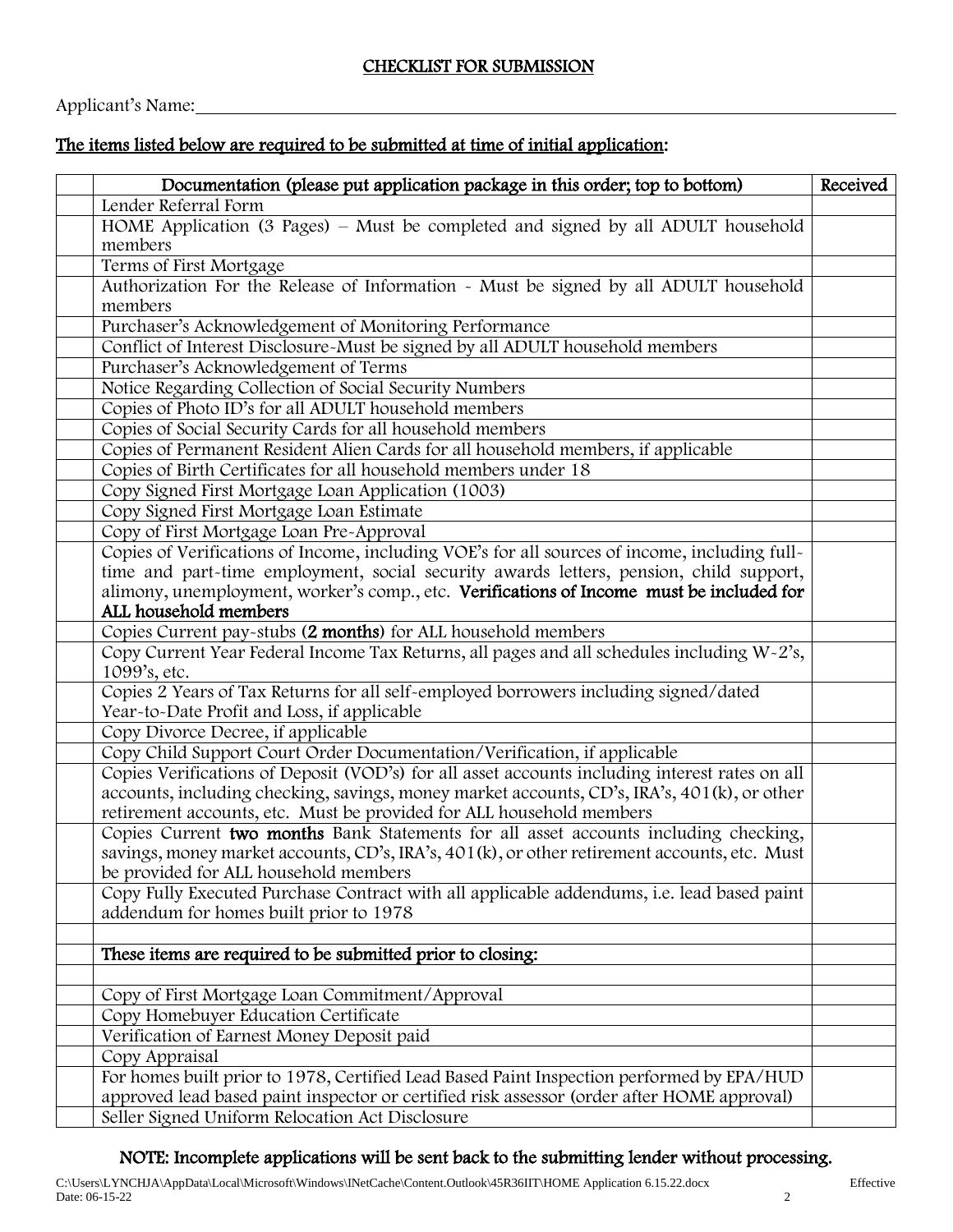## CHECKLIST FOR SUBMISSION

Applicant's Name:\_\_\_\_\_\_\_\_\_\_\_\_\_\_\_\_\_\_\_\_\_\_\_\_\_\_\_\_\_\_\_\_\_\_\_\_\_\_\_\_

**The items listed below are required to be submitted at time of initial application:**

| | Documentation (please put application package in this order; top to bottom) | Received |
|---|---|---|
| | Lender Referral Form | |
| | HOME Application (3 Pages) – Must be completed and signed by all ADULT household members | |
| | Terms of First Mortgage | |
| | Authorization For the Release of Information - Must be signed by all ADULT household members | |
| | Purchaser's Acknowledgement of Monitoring Performance | |
| | Conflict of Interest Disclosure-Must be signed by all ADULT household members | |
| | Purchaser's Acknowledgement of Terms | |
| | Notice Regarding Collection of Social Security Numbers | |
| | Copies of Photo ID's for all ADULT household members | |
| | Copies of Social Security Cards for all household members | |
| | Copies of Permanent Resident Alien Cards for all household members, if applicable | |
| | Copies of Birth Certificates for all household members under 18 | |
| | Copy Signed First Mortgage Loan Application (1003) | |
| | Copy Signed First Mortgage Loan Estimate | |
| | Copy of First Mortgage Loan Pre-Approval | |
| | Copies of Verifications of Income, including VOE's for all sources of income, including full-time and part-time employment, social security awards letters, pension, child support, alimony, unemployment, worker's comp., etc. **Verifications of Income must be included for ALL household members** | |
| | Copies Current pay-stubs **(2 months)** for ALL household members | |
| | Copy Current Year Federal Income Tax Returns, all pages and all schedules including W-2's, 1099's, etc. | |
| | Copies 2 Years of Tax Returns for all self-employed borrowers including signed/dated Year-to-Date Profit and Loss, if applicable | |
| | Copy Divorce Decree, if applicable | |
| | Copy Child Support Court Order Documentation/Verification, if applicable | |
| | Copies Verifications of Deposit (VOD's) for all asset accounts including interest rates on all accounts, including checking, savings, money market accounts, CD's, IRA's, 401(k), or other retirement accounts, etc. Must be provided for ALL household members | |
| | Copies Current **two months** Bank Statements for all asset accounts including checking, savings, money market accounts, CD's, IRA's, 401(k), or other retirement accounts, etc. Must be provided for ALL household members | |
| | Copy Fully Executed Purchase Contract with all applicable addendums, i.e. lead based paint addendum for homes built prior to 1978 | |
| | | |
| | **These items are required to be submitted prior to closing:** | |
| | | |
| | Copy of First Mortgage Loan Commitment/Approval | |
| | Copy Homebuyer Education Certificate | |
| | Verification of Earnest Money Deposit paid | |
| | Copy Appraisal | |
| | For homes built prior to 1978, Certified Lead Based Paint Inspection performed by EPA/HUD approved lead based paint inspector or certified risk assessor (order after HOME approval) | |
| | Seller Signed Uniform Relocation Act Disclosure | |

**NOTE: Incomplete applications will be sent back to the submitting lender without processing.**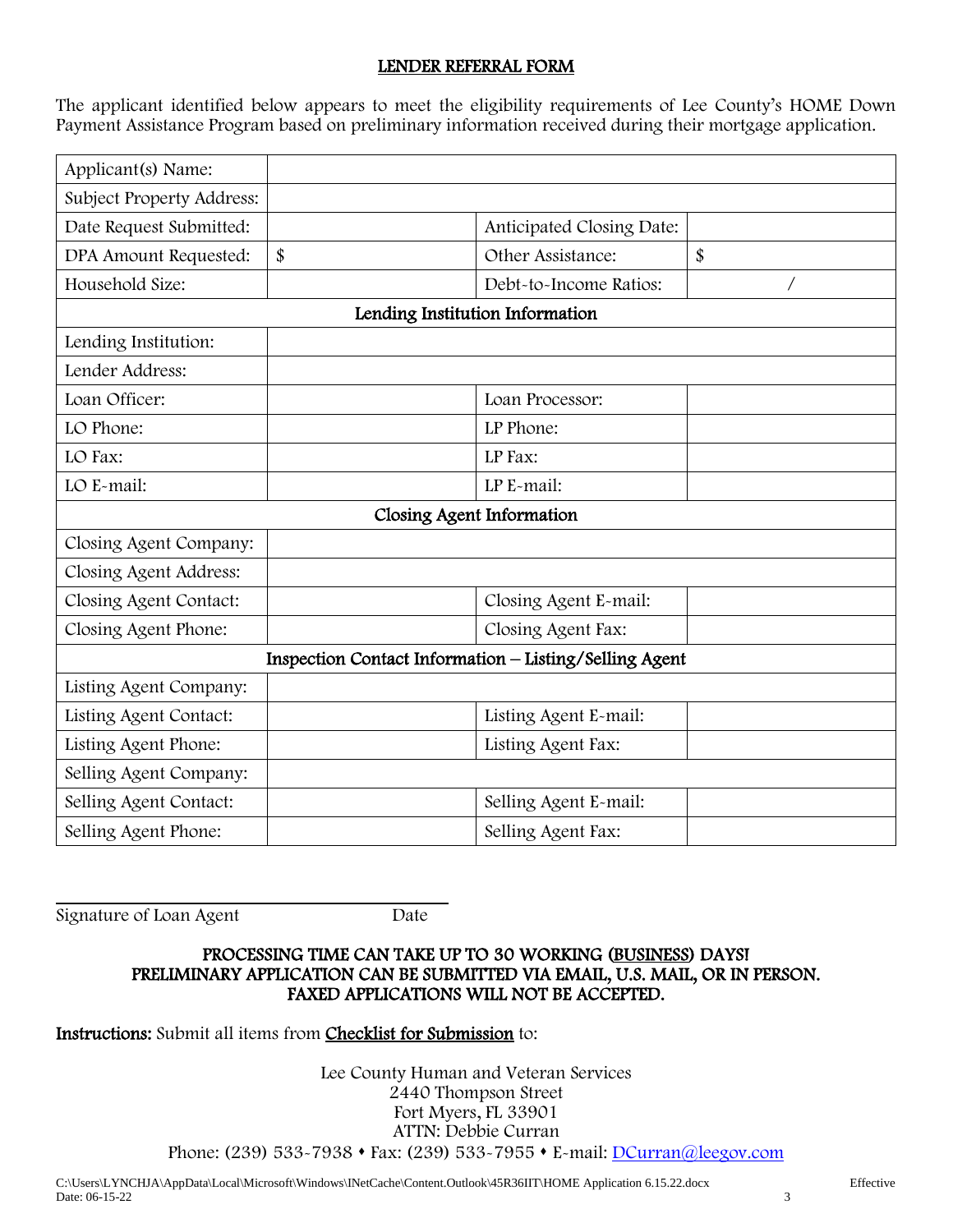## LENDER REFERRAL FORM

The applicant identified below appears to meet the eligibility requirements of Lee County's HOME Down Payment Assistance Program based on preliminary information received during their mortgage application.

| Applicant(s) Name: | | | |
|---|---|---|---|
| Subject Property Address: | | | |
| Date Request Submitted: | | Anticipated Closing Date: | |
| DPA Amount Requested: | $ | Other Assistance: | $ |
| Household Size: | | Debt-to-Income Ratios: | / |
| **Lending Institution Information** | | | |
| Lending Institution: | | | |
| Lender Address: | | | |
| Loan Officer: | | Loan Processor: | |
| LO Phone: | | LP Phone: | |
| LO Fax: | | LP Fax: | |
| LO E-mail: | | LP E-mail: | |
| **Closing Agent Information** | | | |
| Closing Agent Company: | | | |
| Closing Agent Address: | | | |
| Closing Agent Contact: | | Closing Agent E-mail: | |
| Closing Agent Phone: | | Closing Agent Fax: | |
| **Inspection Contact Information – Listing/Selling Agent** | | | |
| Listing Agent Company: | | | |
| Listing Agent Contact: | | Listing Agent E-mail: | |
| Listing Agent Phone: | | Listing Agent Fax: | |
| Selling Agent Company: | | | |
| Selling Agent Contact: | | Selling Agent E-mail: | |
| Selling Agent Phone: | | Selling Agent Fax: | |

\_\_\_\_\_\_\_\_\_\_\_\_\_\_\_\_\_\_\_\_\_\_\_\_\_\_\_\_\_\_\_\_\_\_\_\_\_\_\_\_

Signature of Loan Agent Date

**PROCESSING TIME CAN TAKE UP TO 30 WORKING (BUSINESS) DAYS!**
**PRELIMINARY APPLICATION CAN BE SUBMITTED VIA EMAIL, U.S. MAIL, OR IN PERSON.**
**FAXED APPLICATIONS WILL NOT BE ACCEPTED.**

**Instructions:** Submit all items from **Checklist for Submission** to:

Lee County Human and Veteran Services
2440 Thompson Street
Fort Myers, FL 33901
ATTN: Debbie Curran
Phone: (239) 533-7938 • Fax: (239) 533-7955 • E-mail: DCurran@leegov.com

C:\Users\LYNCHJA\AppData\Local\Microsoft\Windows\INetCache\Content.Outlook\45R36IIT\HOME Application 6.15.22.docx Effective Date: 06-15-22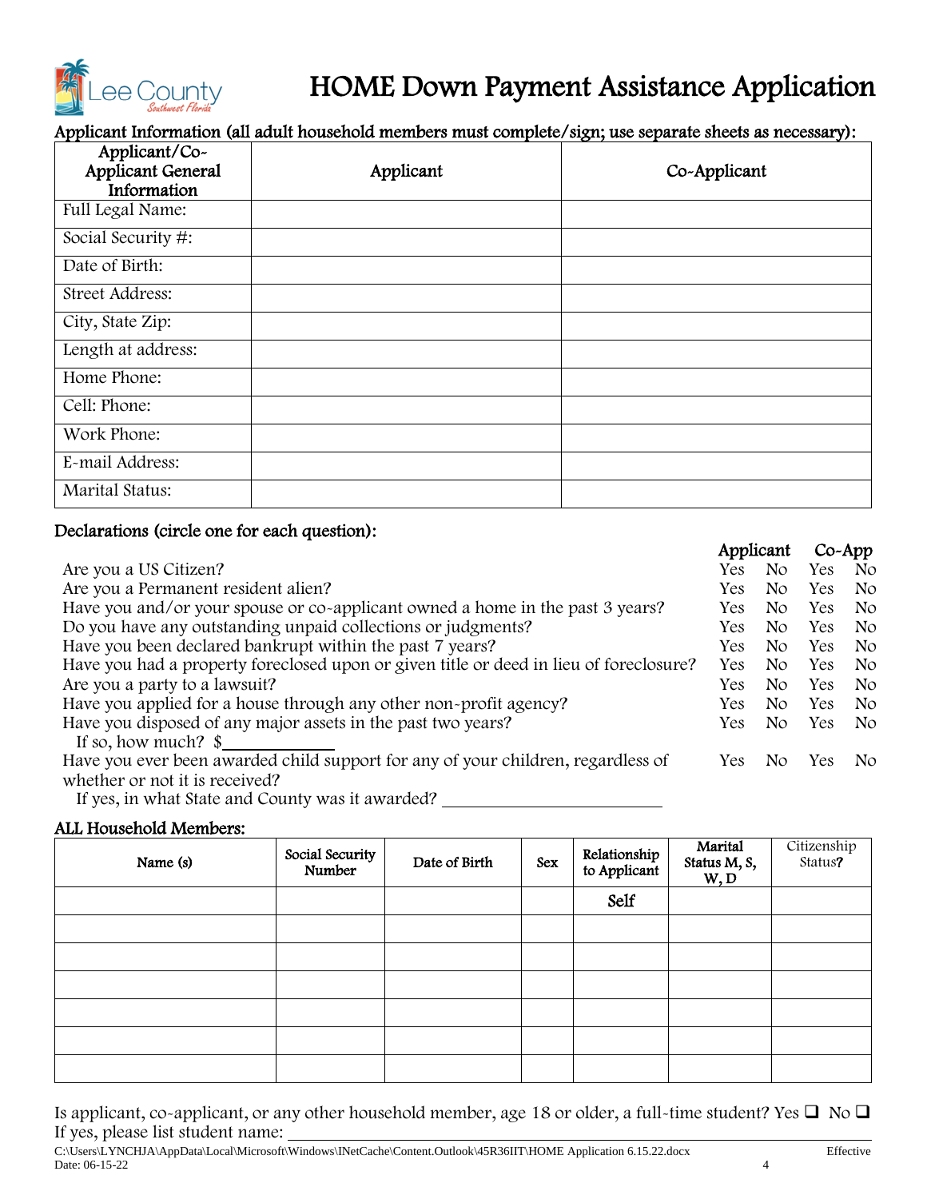# HOME Down Payment Assistance Application

**Applicant Information (all adult household members must complete/sign; use separate sheets as necessary):**

| Applicant/Co-Applicant General Information | Applicant | Co-Applicant |
|---|---|---|
| Full Legal Name: | | |
| Social Security #: | | |
| Date of Birth: | | |
| Street Address: | | |
| City, State Zip: | | |
| Length at address: | | |
| Home Phone: | | |
| Cell: Phone: | | |
| Work Phone: | | |
| E-mail Address: | | |
| Marital Status: | | |

**Declarations (circle one for each question):**

| | Applicant | | Co-App | |
|---|---|---|---|---|
| Are you a US Citizen? | Yes | No | Yes | No |
| Are you a Permanent resident alien? | Yes | No | Yes | No |
| Have you and/or your spouse or co-applicant owned a home in the past 3 years? | Yes | No | Yes | No |
| Do you have any outstanding unpaid collections or judgments? | Yes | No | Yes | No |
| Have you been declared bankrupt within the past 7 years? | Yes | No | Yes | No |
| Have you had a property foreclosed upon or given title or deed in lieu of foreclosure? | Yes | No | Yes | No |
| Are you a party to a lawsuit? | Yes | No | Yes | No |
| Have you applied for a house through any other non-profit agency? | Yes | No | Yes | No |
| Have you disposed of any major assets in the past two years? If so, how much? $\_\_\_\_\_\_\_\_ | Yes | No | Yes | No |
| Have you ever been awarded child support for any of your children, regardless of whether or not it is received? If yes, in what State and County was it awarded? \_\_\_\_\_\_\_\_\_\_\_\_\_\_\_\_\_\_\_\_ | Yes | No | Yes | No |

**ALL Household Members:**

| Name (s) | Social Security Number | Date of Birth | Sex | Relationship to Applicant | Marital Status M, S, W, D | Citizenship Status? |
|---|---|---|---|---|---|---|
| | | | | Self | | |
| | | | | | | |
| | | | | | | |
| | | | | | | |
| | | | | | | |
| | | | | | | |
| | | | | | | |

Is applicant, co-applicant, or any other household member, age 18 or older, a full-time student? Yes ❑ No ❑

If yes, please list student name: \_\_\_\_\_\_\_\_\_\_\_\_\_\_\_\_\_\_\_\_\_\_\_\_\_\_\_\_\_\_\_\_\_\_\_\_\_\_\_\_

C:\Users\LYNCHJA\AppData\Local\Microsoft\Windows\INetCache\Content.Outlook\45R36IIT\HOME Application 6.15.22.docx Effective Date: 06-15-22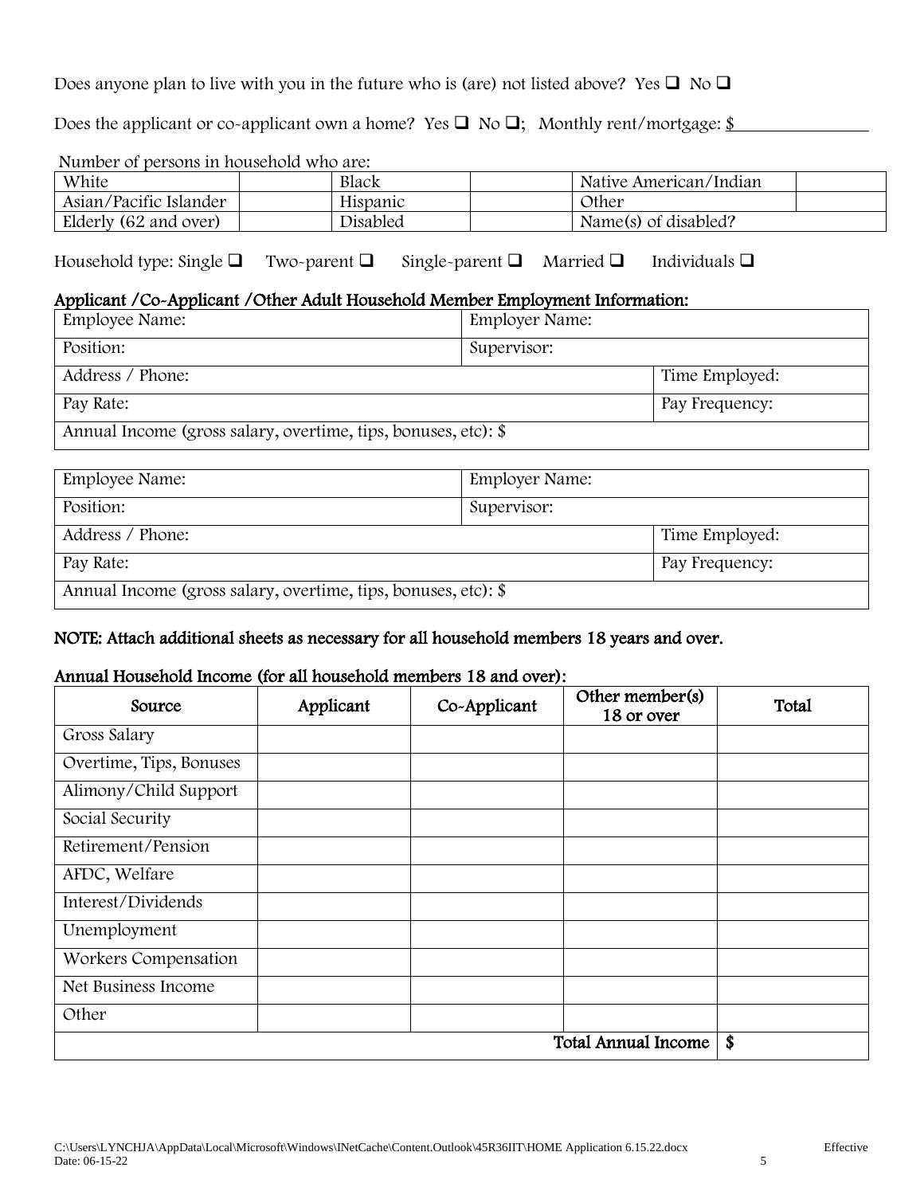Does anyone plan to live with you in the future who is (are) not listed above? Yes ❑ No ❑

Does the applicant or co-applicant own a home? Yes ❑ No ❑; Monthly rent/mortgage: $________

Number of persons in household who are:

| White | | Black | | Native American/Indian | |
|---|---|---|---|---|---|
| Asian/Pacific Islander | | Hispanic | | Other | |
| Elderly (62 and over) | | Disabled | | Name(s) of disabled? | |

Household type: Single ❑ Two-parent ❑ Single-parent ❑ Married ❑ Individuals ❑

## Applicant /Co-Applicant /Other Adult Household Member Employment Information:

| Employee Name: | Employer Name: | |
|---|---|---|
| Position: | Supervisor: | |
| Address / Phone: | | Time Employed: |
| Pay Rate: | | Pay Frequency: |
| Annual Income (gross salary, overtime, tips, bonuses, etc): $ | | |

| Employee Name: | Employer Name: | |
|---|---|---|
| Position: | Supervisor: | |
| Address / Phone: | | Time Employed: |
| Pay Rate: | | Pay Frequency: |
| Annual Income (gross salary, overtime, tips, bonuses, etc): $ | | |

**NOTE: Attach additional sheets as necessary for all household members 18 years and over.**

## Annual Household Income (for all household members 18 and over):

| Source | Applicant | Co-Applicant | Other member(s) 18 or over | Total |
|---|---|---|---|---|
| Gross Salary | | | | |
| Overtime, Tips, Bonuses | | | | |
| Alimony/Child Support | | | | |
| Social Security | | | | |
| Retirement/Pension | | | | |
| AFDC, Welfare | | | | |
| Interest/Dividends | | | | |
| Unemployment | | | | |
| Workers Compensation | | | | |
| Net Business Income | | | | |
| Other | | | | |
| | | | **Total Annual Income** | **$** |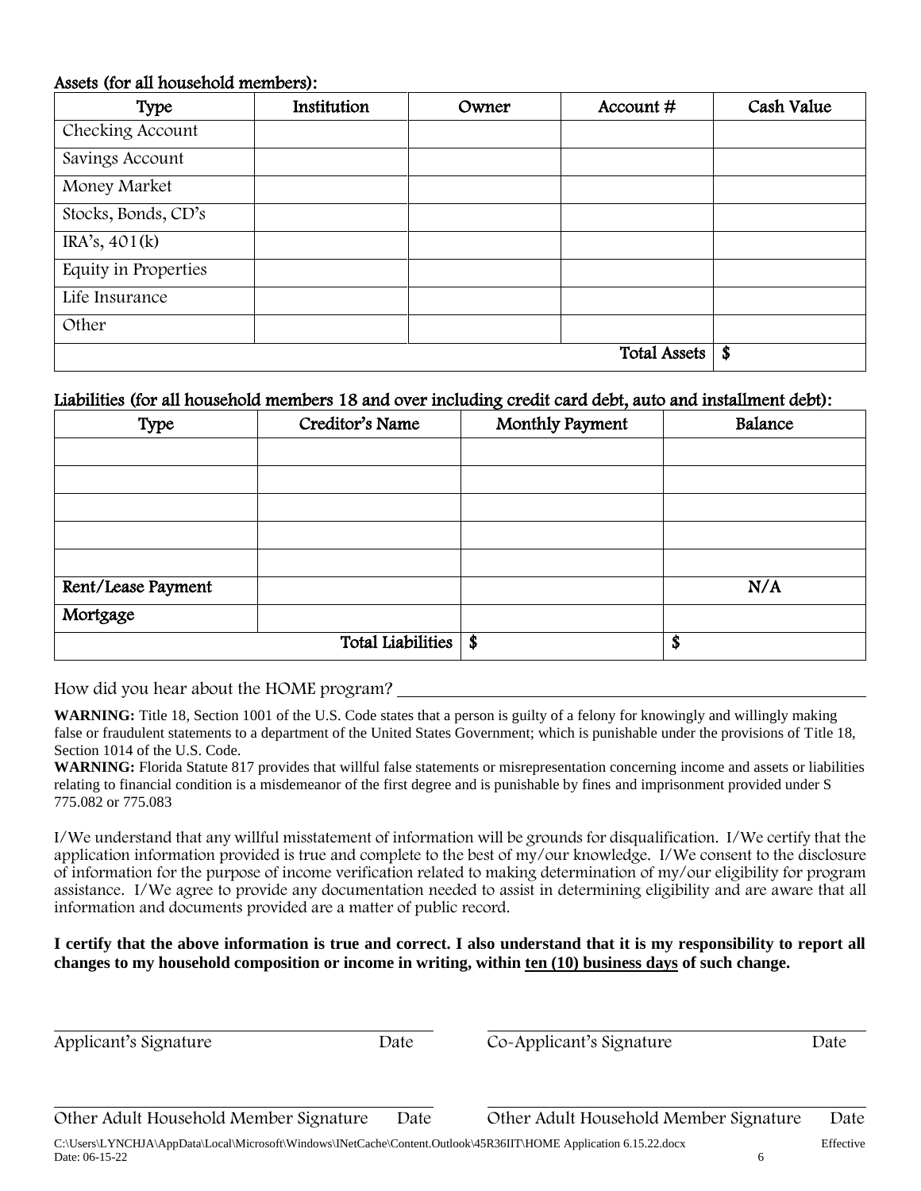**Assets (for all household members):**

| Type | Institution | Owner | Account # | Cash Value |
|---|---|---|---|---|
| Checking Account | | | | |
| Savings Account | | | | |
| Money Market | | | | |
| Stocks, Bonds, CD's | | | | |
| IRA's, 401(k) | | | | |
| Equity in Properties | | | | |
| Life Insurance | | | | |
| Other | | | | |
| | | | **Total Assets** | **$** |

**Liabilities (for all household members 18 and over including credit card debt, auto and installment debt):**

| Type | Creditor's Name | Monthly Payment | Balance |
|---|---|---|---|
| | | | |
| | | | |
| | | | |
| | | | |
| | | | |
| **Rent/Lease Payment** | | | **N/A** |
| **Mortgage** | | | |
| | **Total Liabilities** | **$** | **$** |

How did you hear about the HOME program? ______________________________

**WARNING:** Title 18, Section 1001 of the U.S. Code states that a person is guilty of a felony for knowingly and willingly making false or fraudulent statements to a department of the United States Government; which is punishable under the provisions of Title 18, Section 1014 of the U.S. Code.

**WARNING:** Florida Statute 817 provides that willful false statements or misrepresentation concerning income and assets or liabilities relating to financial condition is a misdemeanor of the first degree and is punishable by fines and imprisonment provided under S 775.082 or 775.083

I/We understand that any willful misstatement of information will be grounds for disqualification. I/We certify that the application information provided is true and complete to the best of my/our knowledge. I/We consent to the disclosure of information for the purpose of income verification related to making determination of my/our eligibility for program assistance. I/We agree to provide any documentation needed to assist in determining eligibility and are aware that all information and documents provided are a matter of public record.

**I certify that the above information is true and correct. I also understand that it is my responsibility to report all changes to my household composition or income in writing, within <u>ten (10) business days</u> of such change.**

______________________________ ______________________________
Applicant's Signature Date Co-Applicant's Signature Date

______________________________ ______________________________
Other Adult Household Member Signature Date Other Adult Household Member Signature Date

C:\Users\LYNCHJA\AppData\Local\Microsoft\Windows\INetCache\Content.Outlook\45R36IIT\HOME Application 6.15.22.docx Effective Date: 06-15-22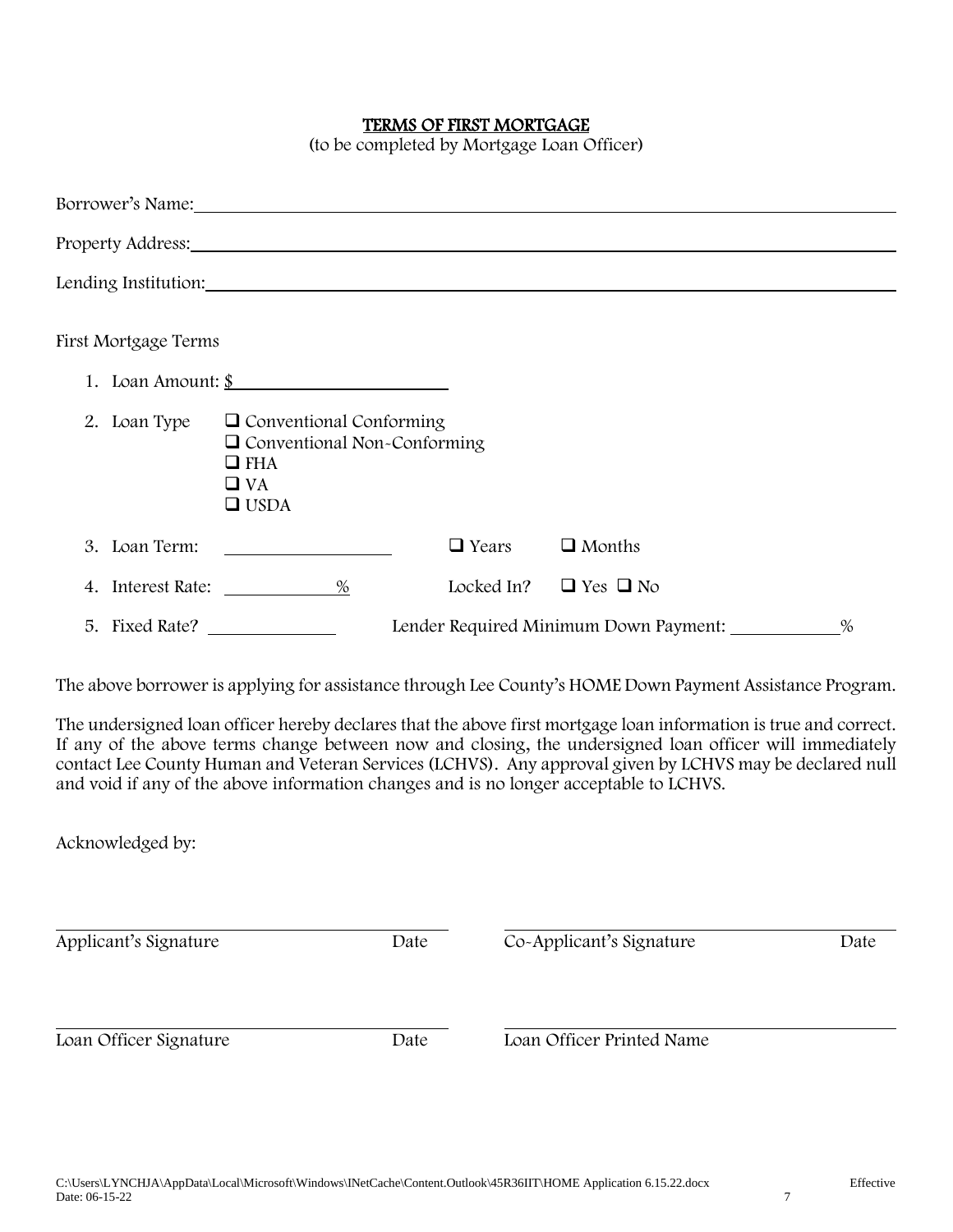# TERMS OF FIRST MORTGAGE

(to be completed by Mortgage Loan Officer)

Borrower's Name: ______________________________________________

Property Address: ______________________________________________

Lending Institution: ______________________________________________

First Mortgage Terms

1. Loan Amount: $ ____________________
2. Loan Type
   - ☐ Conventional Conforming
   - ☐ Conventional Non-Conforming
   - ☐ FHA
   - ☐ VA
   - ☐ USDA
3. Loan Term: ________________ ☐ Years ☐ Months
4. Interest Rate: __________% Locked In? ☐ Yes ☐ No
5. Fixed Rate? ____________ Lender Required Minimum Down Payment: __________%

The above borrower is applying for assistance through Lee County's HOME Down Payment Assistance Program.

The undersigned loan officer hereby declares that the above first mortgage loan information is true and correct. If any of the above terms change between now and closing, the undersigned loan officer will immediately contact Lee County Human and Veteran Services (LCHVS). Any approval given by LCHVS may be declared null and void if any of the above information changes and is no longer acceptable to LCHVS.

Acknowledged by:

______________________________ ______________________________
Applicant's Signature Date Co-Applicant's Signature Date

______________________________ ______________________________
Loan Officer Signature Date Loan Officer Printed Name

C:\Users\LYNCHJA\AppData\Local\Microsoft\Windows\INetCache\Content.Outlook\45R36IIT\HOME Application 6.15.22.docx Effective Date: 06-15-22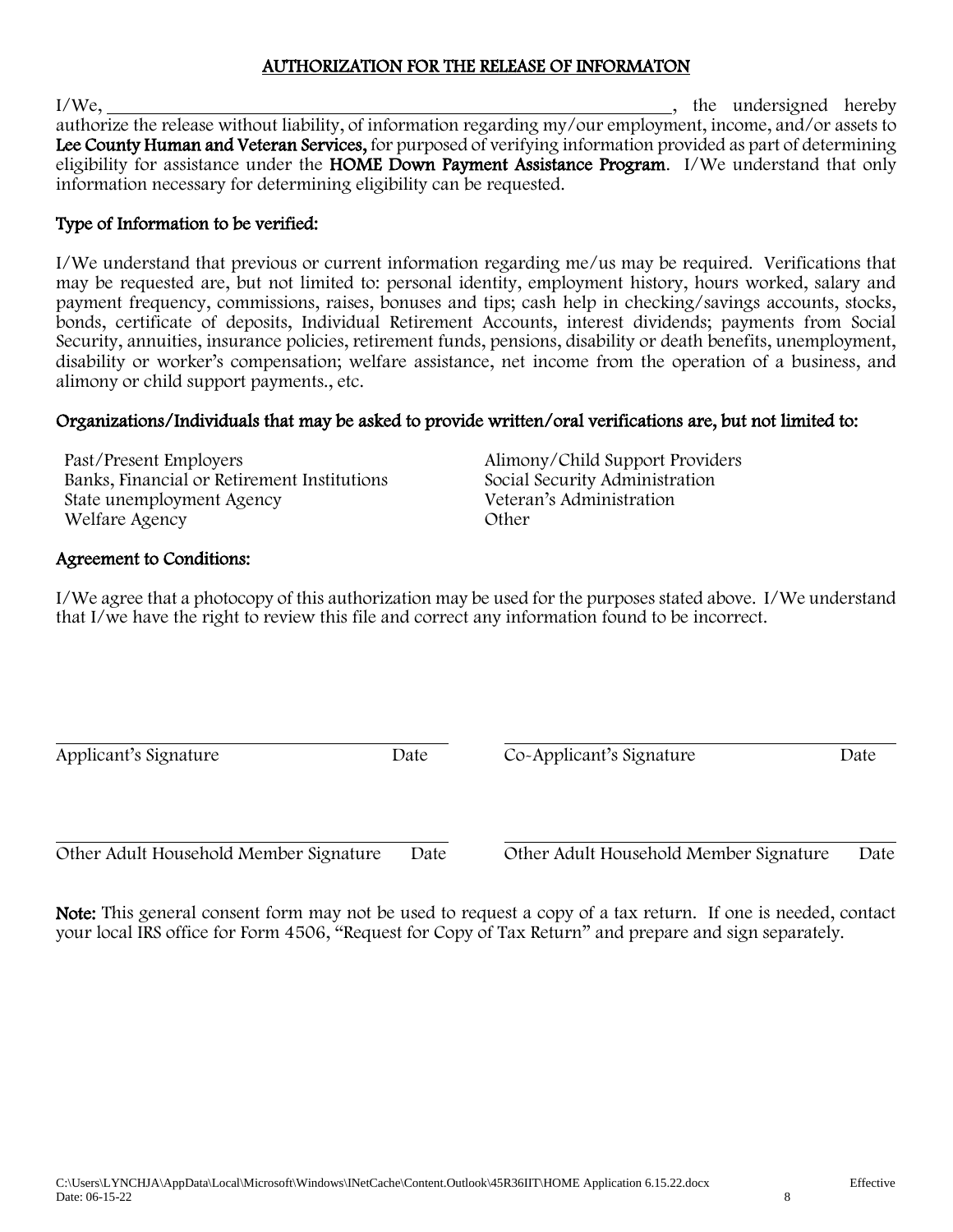## AUTHORIZATION FOR THE RELEASE OF INFORMATON

I/We, \_\_\_\_\_\_\_\_\_\_\_\_\_\_\_\_\_\_\_\_\_\_\_\_\_\_\_\_\_\_\_\_\_\_\_\_\_\_\_\_\_\_\_\_\_\_\_\_\_\_\_\_\_\_\_\_\_\_\_\_, the undersigned hereby authorize the release without liability, of information regarding my/our employment, income, and/or assets to **Lee County Human and Veteran Services,** for purposed of verifying information provided as part of determining eligibility for assistance under the **HOME Down Payment Assistance Program**. I/We understand that only information necessary for determining eligibility can be requested.

### Type of Information to be verified:

I/We understand that previous or current information regarding me/us may be required. Verifications that may be requested are, but not limited to: personal identity, employment history, hours worked, salary and payment frequency, commissions, raises, bonuses and tips; cash help in checking/savings accounts, stocks, bonds, certificate of deposits, Individual Retirement Accounts, interest dividends; payments from Social Security, annuities, insurance policies, retirement funds, pensions, disability or death benefits, unemployment, disability or worker's compensation; welfare assistance, net income from the operation of a business, and alimony or child support payments., etc.

### Organizations/Individuals that may be asked to provide written/oral verifications are, but not limited to:

- Past/Present Employers
- Banks, Financial or Retirement Institutions
- State unemployment Agency
- Welfare Agency
- Alimony/Child Support Providers
- Social Security Administration
- Veteran's Administration
- Other

### Agreement to Conditions:

I/We agree that a photocopy of this authorization may be used for the purposes stated above. I/We understand that I/we have the right to review this file and correct any information found to be incorrect.

| | |
|---|---|
| \_\_\_\_\_\_\_\_\_\_\_\_\_\_\_\_\_\_\_\_\_\_\_\_\_\_\_\_\_\_\_\_ | \_\_\_\_\_\_\_\_\_\_\_\_\_\_\_\_\_\_\_\_\_\_\_\_\_\_\_\_\_\_\_\_ |
| Applicant's Signature Date | Co-Applicant's Signature Date |
| \_\_\_\_\_\_\_\_\_\_\_\_\_\_\_\_\_\_\_\_\_\_\_\_\_\_\_\_\_\_\_\_ | \_\_\_\_\_\_\_\_\_\_\_\_\_\_\_\_\_\_\_\_\_\_\_\_\_\_\_\_\_\_\_\_ |
| Other Adult Household Member Signature Date | Other Adult Household Member Signature Date |

**Note:** This general consent form may not be used to request a copy of a tax return. If one is needed, contact your local IRS office for Form 4506, "Request for Copy of Tax Return" and prepare and sign separately.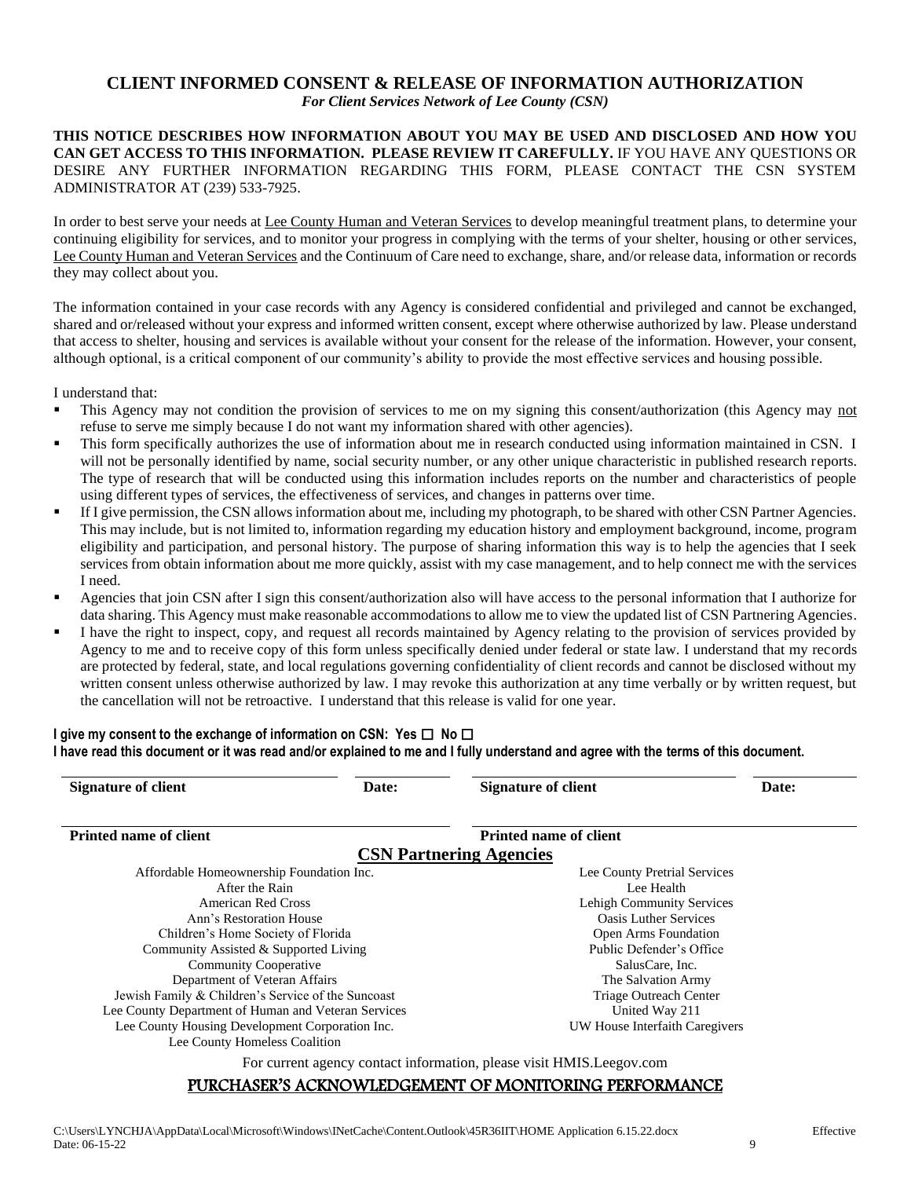## CLIENT INFORMED CONSENT & RELEASE OF INFORMATION AUTHORIZATION

*For Client Services Network of Lee County (CSN)*

**THIS NOTICE DESCRIBES HOW INFORMATION ABOUT YOU MAY BE USED AND DISCLOSED AND HOW YOU CAN GET ACCESS TO THIS INFORMATION. PLEASE REVIEW IT CAREFULLY.** IF YOU HAVE ANY QUESTIONS OR DESIRE ANY FURTHER INFORMATION REGARDING THIS FORM, PLEASE CONTACT THE CSN SYSTEM ADMINISTRATOR AT (239) 533-7925.

In order to best serve your needs at Lee County Human and Veteran Services to develop meaningful treatment plans, to determine your continuing eligibility for services, and to monitor your progress in complying with the terms of your shelter, housing or other services, Lee County Human and Veteran Services and the Continuum of Care need to exchange, share, and/or release data, information or records they may collect about you.

The information contained in your case records with any Agency is considered confidential and privileged and cannot be exchanged, shared and or/released without your express and informed written consent, except where otherwise authorized by law. Please understand that access to shelter, housing and services is available without your consent for the release of the information. However, your consent, although optional, is a critical component of our community's ability to provide the most effective services and housing possible.

I understand that:

- This Agency may not condition the provision of services to me on my signing this consent/authorization (this Agency may not refuse to serve me simply because I do not want my information shared with other agencies).
- This form specifically authorizes the use of information about me in research conducted using information maintained in CSN. I will not be personally identified by name, social security number, or any other unique characteristic in published research reports. The type of research that will be conducted using this information includes reports on the number and characteristics of people using different types of services, the effectiveness of services, and changes in patterns over time.
- If I give permission, the CSN allows information about me, including my photograph, to be shared with other CSN Partner Agencies. This may include, but is not limited to, information regarding my education history and employment background, income, program eligibility and participation, and personal history. The purpose of sharing information this way is to help the agencies that I seek services from obtain information about me more quickly, assist with my case management, and to help connect me with the services I need.
- Agencies that join CSN after I sign this consent/authorization also will have access to the personal information that I authorize for data sharing. This Agency must make reasonable accommodations to allow me to view the updated list of CSN Partnering Agencies.
- I have the right to inspect, copy, and request all records maintained by Agency relating to the provision of services provided by Agency to me and to receive copy of this form unless specifically denied under federal or state law. I understand that my records are protected by federal, state, and local regulations governing confidentiality of client records and cannot be disclosed without my written consent unless otherwise authorized by law. I may revoke this authorization at any time verbally or by written request, but the cancellation will not be retroactive. I understand that this release is valid for one year.

**I give my consent to the exchange of information on CSN: Yes ☐ No ☐**

**I have read this document or it was read and/or explained to me and I fully understand and agree with the terms of this document.**

| **Signature of client** | **Date:** | **Signature of client** | **Date:** |
|---|---|---|---|
| **Printed name of client** | | **Printed name of client** | |

## CSN Partnering Agencies

| | |
|---|---|
| Affordable Homeownership Foundation Inc. | Lee County Pretrial Services |
| After the Rain | Lee Health |
| American Red Cross | Lehigh Community Services |
| Ann's Restoration House | Oasis Luther Services |
| Children's Home Society of Florida | Open Arms Foundation |
| Community Assisted & Supported Living | Public Defender's Office |
| Community Cooperative | SalusCare, Inc. |
| Department of Veteran Affairs | The Salvation Army |
| Jewish Family & Children's Service of the Suncoast | Triage Outreach Center |
| Lee County Department of Human and Veteran Services | United Way 211 |
| Lee County Housing Development Corporation Inc. | UW House Interfaith Caregivers |
| Lee County Homeless Coalition | |

For current agency contact information, please visit HMIS.Leegov.com

## PURCHASER'S ACKNOWLEDGEMENT OF MONITORING PERFORMANCE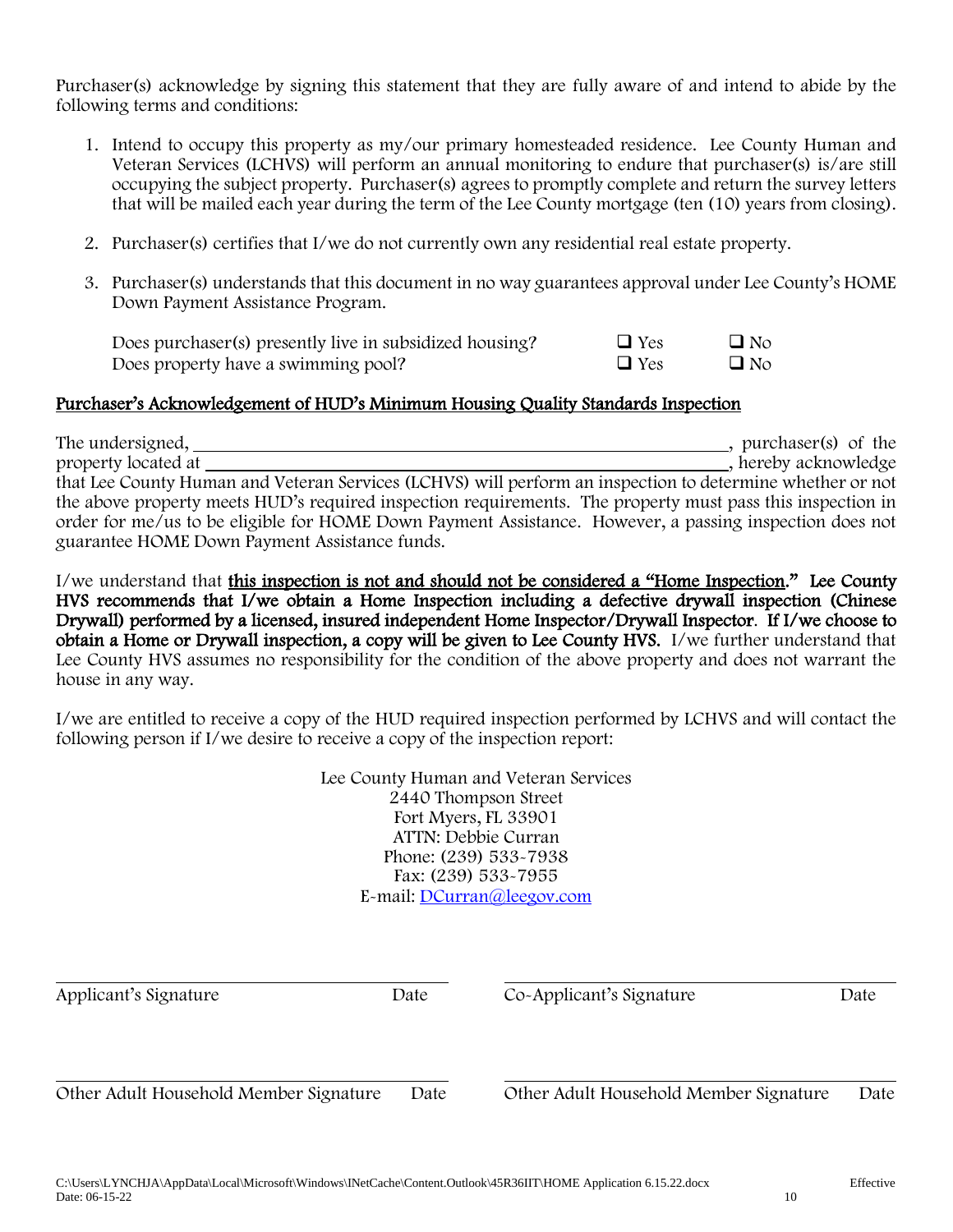Purchaser(s) acknowledge by signing this statement that they are fully aware of and intend to abide by the following terms and conditions:

1. Intend to occupy this property as my/our primary homesteaded residence. Lee County Human and Veteran Services (LCHVS) will perform an annual monitoring to endure that purchaser(s) is/are still occupying the subject property. Purchaser(s) agrees to promptly complete and return the survey letters that will be mailed each year during the term of the Lee County mortgage (ten (10) years from closing).

2. Purchaser(s) certifies that I/we do not currently own any residential real estate property.

3. Purchaser(s) understands that this document in no way guarantees approval under Lee County's HOME Down Payment Assistance Program.

   Does purchaser(s) presently live in subsidized housing? ☐ Yes ☐ No
   Does property have a swimming pool? ☐ Yes ☐ No

## <u>Purchaser's Acknowledgement of HUD's Minimum Housing Quality Standards Inspection</u>

The undersigned, ________________________________________, purchaser(s) of the property located at ________________________________________, hereby acknowledge that Lee County Human and Veteran Services (LCHVS) will perform an inspection to determine whether or not the above property meets HUD's required inspection requirements. The property must pass this inspection in order for me/us to be eligible for HOME Down Payment Assistance. However, a passing inspection does not guarantee HOME Down Payment Assistance funds.

I/we understand that **<u>this inspection is not and should not be considered a "Home Inspection</u>." Lee County HVS recommends that I/we obtain a Home Inspection including a defective drywall inspection (Chinese Drywall) performed by a licensed, insured independent Home Inspector/Drywall Inspector. If I/we choose to obtain a Home or Drywall inspection, a copy will be given to Lee County HVS.** I/we further understand that Lee County HVS assumes no responsibility for the condition of the above property and does not warrant the house in any way.

I/we are entitled to receive a copy of the HUD required inspection performed by LCHVS and will contact the following person if I/we desire to receive a copy of the inspection report:

Lee County Human and Veteran Services
2440 Thompson Street
Fort Myers, FL 33901
ATTN: Debbie Curran
Phone: (239) 533-7938
Fax: (239) 533-7955
E-mail: DCurran@leegov.com

| | |
|---|---|
| ______________________________ | ______________________________ |
| Applicant's Signature &nbsp;&nbsp;&nbsp; Date | Co-Applicant's Signature &nbsp;&nbsp;&nbsp; Date |
| ______________________________ | ______________________________ |
| Other Adult Household Member Signature &nbsp;&nbsp;&nbsp; Date | Other Adult Household Member Signature &nbsp;&nbsp;&nbsp; Date |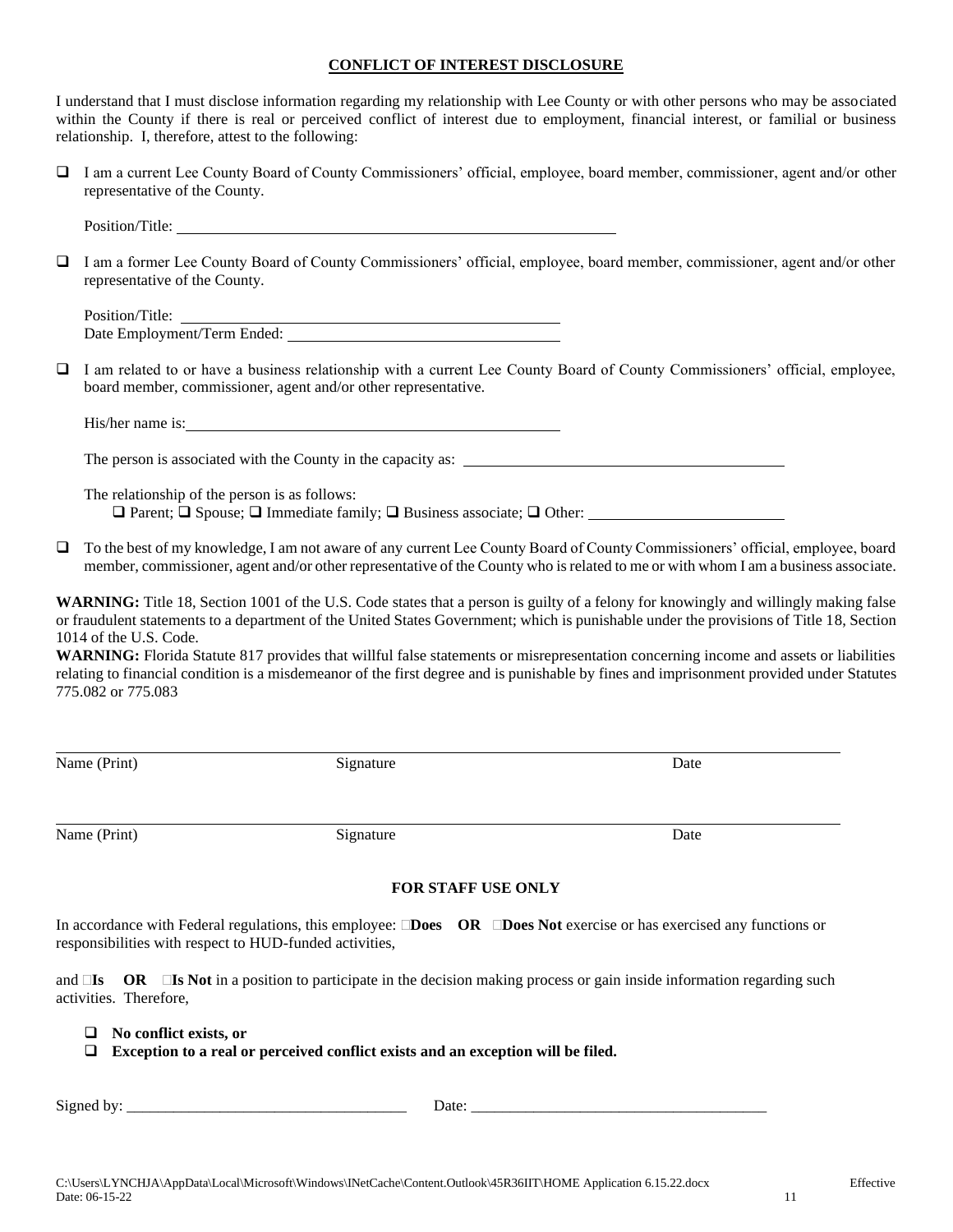## CONFLICT OF INTEREST DISCLOSURE

I understand that I must disclose information regarding my relationship with Lee County or with other persons who may be associated within the County if there is real or perceived conflict of interest due to employment, financial interest, or familial or business relationship. I, therefore, attest to the following:

- ☐ I am a current Lee County Board of County Commissioners' official, employee, board member, commissioner, agent and/or other representative of the County.

  Position/Title: ______________________________

- ☐ I am a former Lee County Board of County Commissioners' official, employee, board member, commissioner, agent and/or other representative of the County.

  Position/Title: ______________________________
  Date Employment/Term Ended: ______________________________

- ☐ I am related to or have a business relationship with a current Lee County Board of County Commissioners' official, employee, board member, commissioner, agent and/or other representative.

  His/her name is: ______________________________

  The person is associated with the County in the capacity as: ______________________________

  The relationship of the person is as follows:
  ☐ Parent; ☐ Spouse; ☐ Immediate family; ☐ Business associate; ☐ Other: ______________________________

- ☐ To the best of my knowledge, I am not aware of any current Lee County Board of County Commissioners' official, employee, board member, commissioner, agent and/or other representative of the County who is related to me or with whom I am a business associate.

**WARNING:** Title 18, Section 1001 of the U.S. Code states that a person is guilty of a felony for knowingly and willingly making false or fraudulent statements to a department of the United States Government; which is punishable under the provisions of Title 18, Section 1014 of the U.S. Code.
**WARNING:** Florida Statute 817 provides that willful false statements or misrepresentation concerning income and assets or liabilities relating to financial condition is a misdemeanor of the first degree and is punishable by fines and imprisonment provided under Statutes 775.082 or 775.083

______________________________________________________________
Name (Print) Signature Date

______________________________________________________________
Name (Print) Signature Date

### FOR STAFF USE ONLY

In accordance with Federal regulations, this employee: ☐**Does OR** ☐**Does Not** exercise or has exercised any functions or responsibilities with respect to HUD-funded activities,

and ☐**Is OR** ☐**Is Not** in a position to participate in the decision making process or gain inside information regarding such activities. Therefore,

- ☐ **No conflict exists, or**
- ☐ **Exception to a real or perceived conflict exists and an exception will be filed.**

Signed by: ______________________________ Date: ______________________________

C:\Users\LYNCHJA\AppData\Local\Microsoft\Windows\INetCache\Content.Outlook\45R36IIT\HOME Application 6.15.22.docx Effective Date: 06-15-22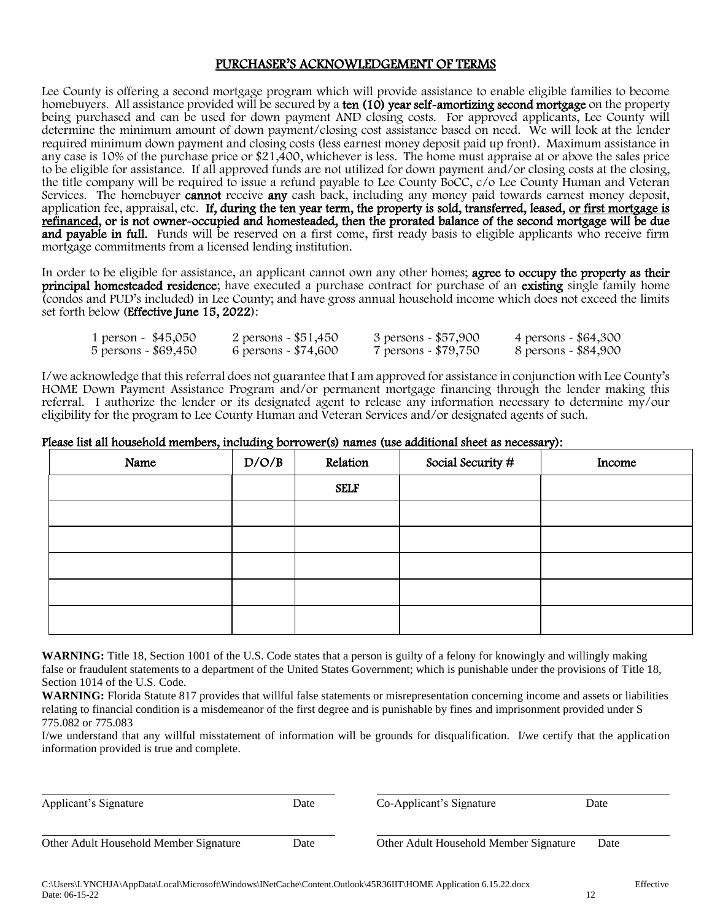# PURCHASER'S ACKNOWLEDGEMENT OF TERMS

Lee County is offering a second mortgage program which will provide assistance to enable eligible families to become homebuyers. All assistance provided will be secured by a **ten (10) year self-amortizing second mortgage** on the property being purchased and can be used for down payment AND closing costs. For approved applicants, Lee County will determine the minimum amount of down payment/closing cost assistance based on need. We will look at the lender required minimum down payment and closing costs (less earnest money deposit paid up front). Maximum assistance in any case is 10% of the purchase price or $21,400, whichever is less. The home must appraise at or above the sales price to be eligible for assistance. If all approved funds are not utilized for down payment and/or closing costs at the closing, the title company will be required to issue a refund payable to Lee County BoCC, c/o Lee County Human and Veteran Services. The homebuyer **cannot** receive **any** cash back, including any money paid towards earnest money deposit, application fee, appraisal, etc. **If, during the ten year term, the property is sold, transferred, leased, <u>or first mortgage is refinanced</u>, or is not owner-occupied and homesteaded, then the prorated balance of the second mortgage will be due and payable in full.** Funds will be reserved on a first come, first ready basis to eligible applicants who receive firm mortgage commitments from a licensed lending institution.

In order to be eligible for assistance, an applicant cannot own any other homes; **agree to occupy the property as their principal homesteaded residence**; have executed a purchase contract for purchase of an **existing** single family home (condos and PUD's included) in Lee County; and have gross annual household income which does not exceed the limits set forth below **(Effective June 15, 2022)**:

| | | | |
|---|---|---|---|
| 1 person - $45,050 | 2 persons - $51,450 | 3 persons - $57,900 | 4 persons - $64,300 |
| 5 persons - $69,450 | 6 persons - $74,600 | 7 persons - $79,750 | 8 persons - $84,900 |

I/we acknowledge that this referral does not guarantee that I am approved for assistance in conjunction with Lee County's HOME Down Payment Assistance Program and/or permanent mortgage financing through the lender making this referral. I authorize the lender or its designated agent to release any information necessary to determine my/our eligibility for the program to Lee County Human and Veteran Services and/or designated agents of such.

**Please list all household members, including borrower(s) names (use additional sheet as necessary):**

| Name | D/O/B | Relation | Social Security # | Income |
|---|---|---|---|---|
| | | SELF | | |
| | | | | |
| | | | | |
| | | | | |
| | | | | |
| | | | | |

**WARNING:** Title 18, Section 1001 of the U.S. Code states that a person is guilty of a felony for knowingly and willingly making false or fraudulent statements to a department of the United States Government; which is punishable under the provisions of Title 18, Section 1014 of the U.S. Code.

**WARNING:** Florida Statute 817 provides that willful false statements or misrepresentation concerning income and assets or liabilities relating to financial condition is a misdemeanor of the first degree and is punishable by fines and imprisonment provided under S 775.082 or 775.083

I/we understand that any willful misstatement of information will be grounds for disqualification. I/we certify that the application information provided is true and complete.

\_\_\_\_\_\_\_\_\_\_\_\_\_\_\_\_\_\_\_\_\_\_\_\_\_\_\_\_\_\_\_\_\_\_\_\_\_\_\_\_
Applicant's Signature Date

\_\_\_\_\_\_\_\_\_\_\_\_\_\_\_\_\_\_\_\_\_\_\_\_\_\_\_\_\_\_\_\_\_\_\_\_\_\_\_\_
Co-Applicant's Signature Date

\_\_\_\_\_\_\_\_\_\_\_\_\_\_\_\_\_\_\_\_\_\_\_\_\_\_\_\_\_\_\_\_\_\_\_\_\_\_\_\_
Other Adult Household Member Signature Date

\_\_\_\_\_\_\_\_\_\_\_\_\_\_\_\_\_\_\_\_\_\_\_\_\_\_\_\_\_\_\_\_\_\_\_\_\_\_\_\_
Other Adult Household Member Signature Date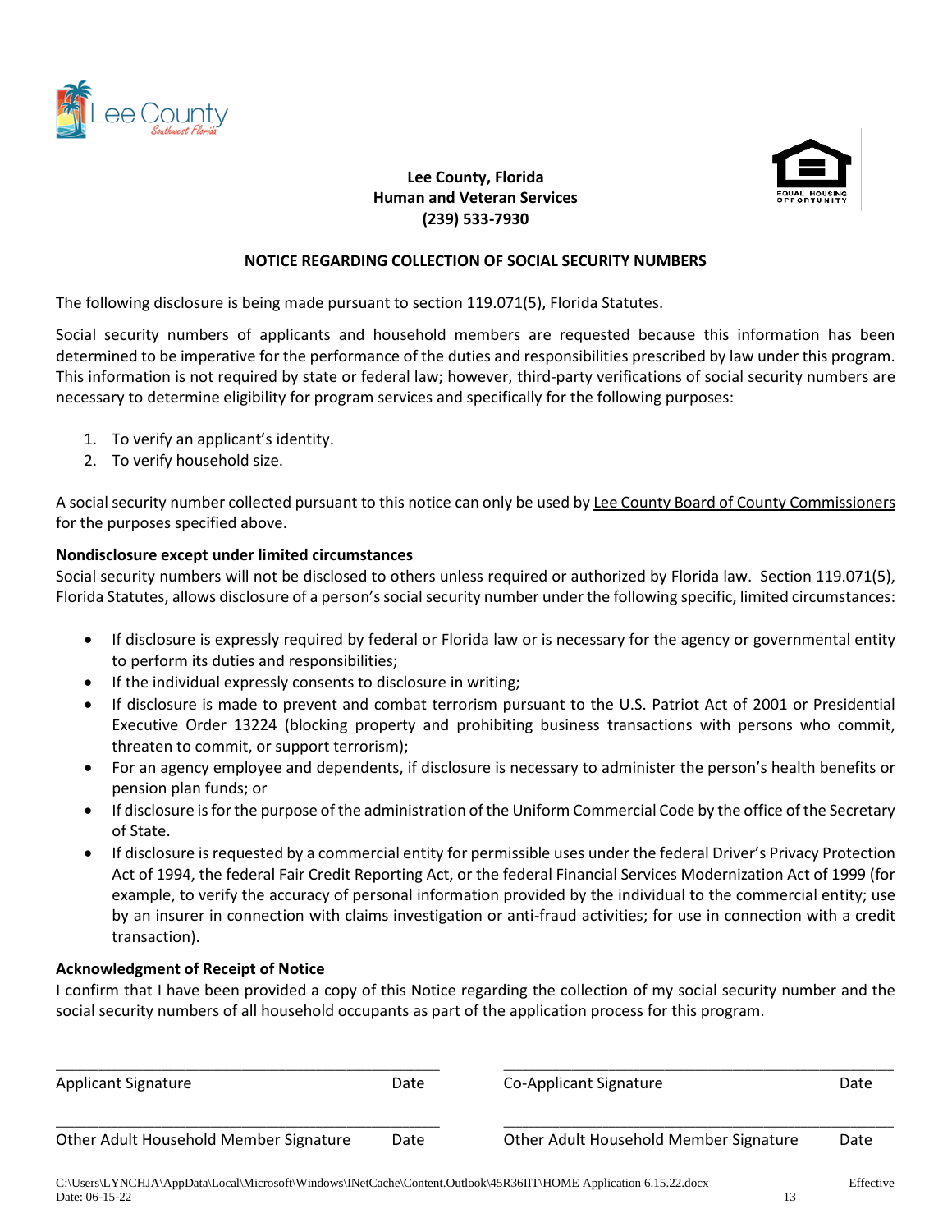**Lee County, Florida**
**Human and Veteran Services**
**(239) 533-7930**

## NOTICE REGARDING COLLECTION OF SOCIAL SECURITY NUMBERS

The following disclosure is being made pursuant to section 119.071(5), Florida Statutes.

Social security numbers of applicants and household members are requested because this information has been determined to be imperative for the performance of the duties and responsibilities prescribed by law under this program. This information is not required by state or federal law; however, third-party verifications of social security numbers are necessary to determine eligibility for program services and specifically for the following purposes:

1. To verify an applicant's identity.
2. To verify household size.

A social security number collected pursuant to this notice can only be used by Lee County Board of County Commissioners for the purposes specified above.

**Nondisclosure except under limited circumstances**
Social security numbers will not be disclosed to others unless required or authorized by Florida law. Section 119.071(5), Florida Statutes, allows disclosure of a person's social security number under the following specific, limited circumstances:

- If disclosure is expressly required by federal or Florida law or is necessary for the agency or governmental entity to perform its duties and responsibilities;
- If the individual expressly consents to disclosure in writing;
- If disclosure is made to prevent and combat terrorism pursuant to the U.S. Patriot Act of 2001 or Presidential Executive Order 13224 (blocking property and prohibiting business transactions with persons who commit, threaten to commit, or support terrorism);
- For an agency employee and dependents, if disclosure is necessary to administer the person's health benefits or pension plan funds; or
- If disclosure is for the purpose of the administration of the Uniform Commercial Code by the office of the Secretary of State.
- If disclosure is requested by a commercial entity for permissible uses under the federal Driver's Privacy Protection Act of 1994, the federal Fair Credit Reporting Act, or the federal Financial Services Modernization Act of 1999 (for example, to verify the accuracy of personal information provided by the individual to the commercial entity; use by an insurer in connection with claims investigation or anti-fraud activities; for use in connection with a credit transaction).

**Acknowledgment of Receipt of Notice**
I confirm that I have been provided a copy of this Notice regarding the collection of my social security number and the social security numbers of all household occupants as part of the application process for this program.

| | | | |
|---|---|---|---|
| ______________________ | ______ | ______________________ | ______ |
| Applicant Signature | Date | Co-Applicant Signature | Date |
| ______________________ | ______ | ______________________ | ______ |
| Other Adult Household Member Signature | Date | Other Adult Household Member Signature | Date |

C:\Users\LYNCHJA\AppData\Local\Microsoft\Windows\INetCache\Content.Outlook\45R36IIT\HOME Application 6.15.22.docx Effective Date: 06-15-22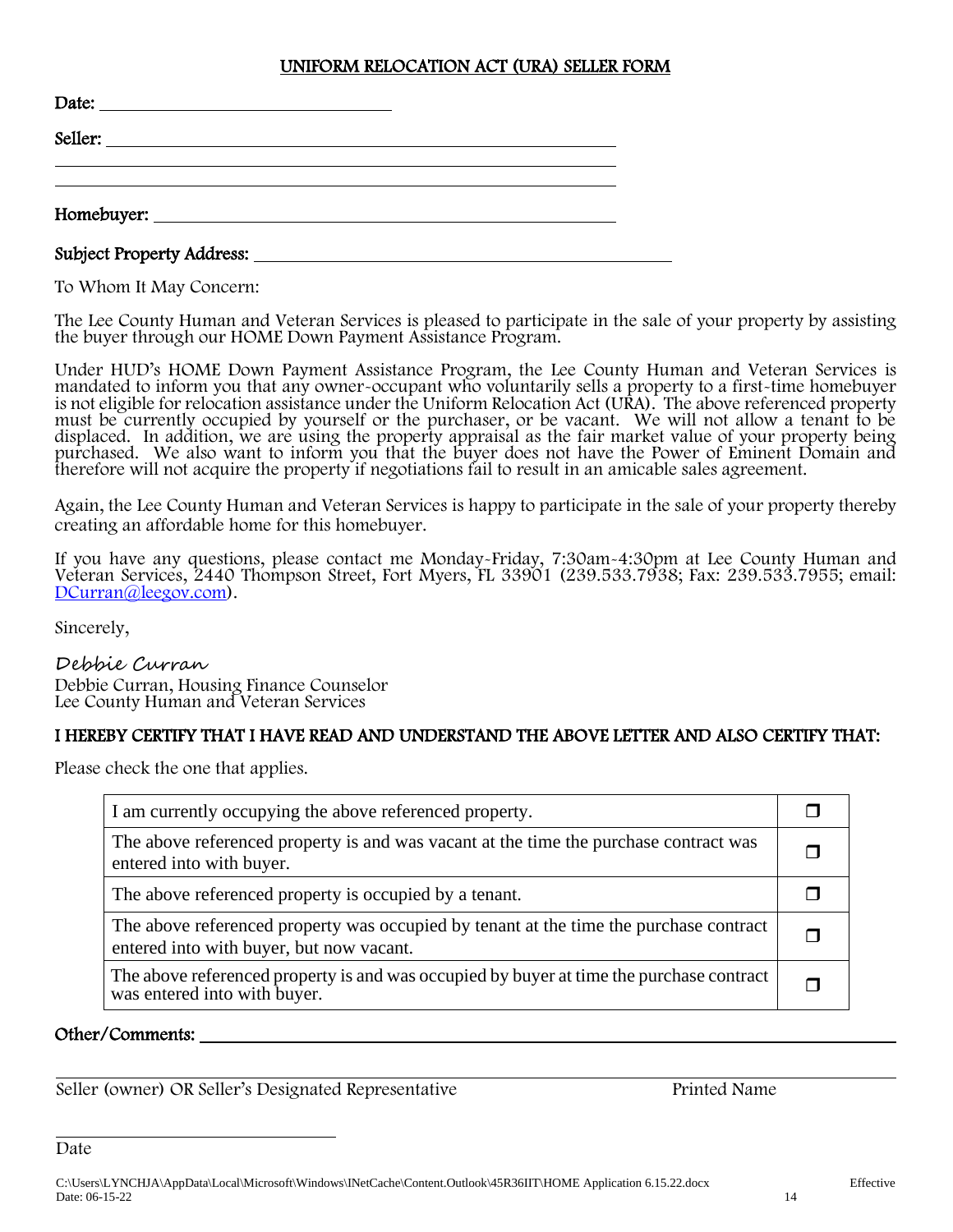# UNIFORM RELOCATION ACT (URA) SELLER FORM

**Date:** ______________________________

**Seller:** ______________________________________________________

______________________________________________________

______________________________________________________

**Homebuyer:** ______________________________________________________

**Subject Property Address:** ______________________________________________

To Whom It May Concern:

The Lee County Human and Veteran Services is pleased to participate in the sale of your property by assisting the buyer through our HOME Down Payment Assistance Program.

Under HUD's HOME Down Payment Assistance Program, the Lee County Human and Veteran Services is mandated to inform you that any owner-occupant who voluntarily sells a property to a first-time homebuyer is not eligible for relocation assistance under the Uniform Relocation Act (URA). The above referenced property must be currently occupied by yourself or the purchaser, or be vacant. We will not allow a tenant to be displaced. In addition, we are using the property appraisal as the fair market value of your property being purchased. We also want to inform you that the buyer does not have the Power of Eminent Domain and therefore will not acquire the property if negotiations fail to result in an amicable sales agreement.

Again, the Lee County Human and Veteran Services is happy to participate in the sale of your property thereby creating an affordable home for this homebuyer.

If you have any questions, please contact me Monday-Friday, 7:30am-4:30pm at Lee County Human and Veteran Services, 2440 Thompson Street, Fort Myers, FL 33901 (239.533.7938; Fax: 239.533.7955; email: DCurran@leegov.com).

Sincerely,

*Debbie Curran*

Debbie Curran, Housing Finance Counselor
Lee County Human and Veteran Services

**I HEREBY CERTIFY THAT I HAVE READ AND UNDERSTAND THE ABOVE LETTER AND ALSO CERTIFY THAT:**

Please check the one that applies.

| | |
|---|---|
| I am currently occupying the above referenced property. | ☐ |
| The above referenced property is and was vacant at the time the purchase contract was entered into with buyer. | ☐ |
| The above referenced property is occupied by a tenant. | ☐ |
| The above referenced property was occupied by tenant at the time the purchase contract entered into with buyer, but now vacant. | ☐ |
| The above referenced property is and was occupied by buyer at the time the purchase contract was entered into with buyer. | ☐ |

**Other/Comments:** ______________________________________________________

______________________________________________________
Seller (owner) OR Seller's Designated Representative Printed Name

______________________________
Date

C:\Users\LYNCHJA\AppData\Local\Microsoft\Windows\INetCache\Content.Outlook\45R36IIT\HOME Application 6.15.22.docx Effective Date: 06-15-22